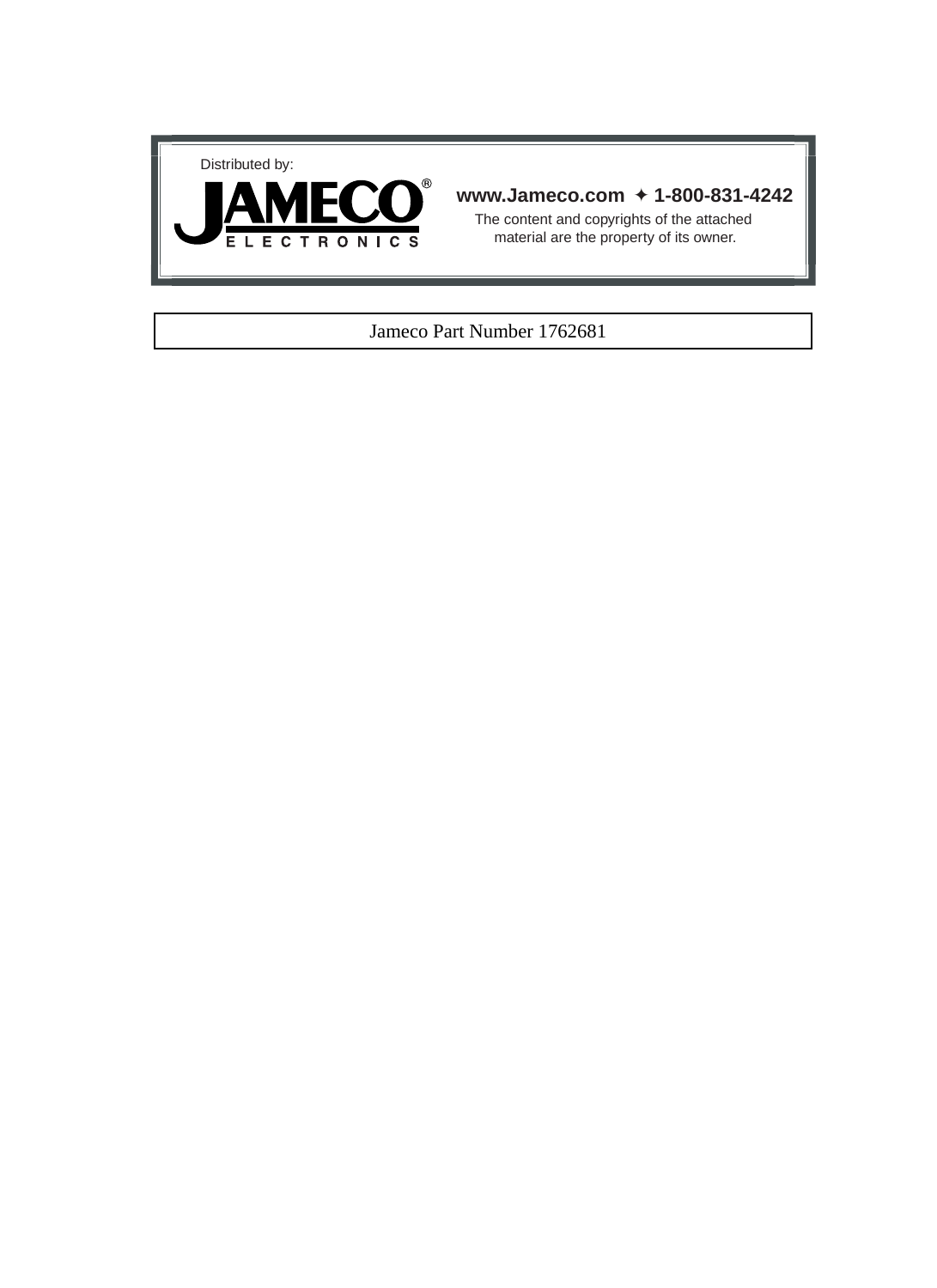Distributed by:

**JAMECO®**
ELECTRONICS

**www.Jameco.com ✦ 1-800-831-4242**

The content and copyrights of the attached material are the property of its owner.

Jameco Part Number 1762681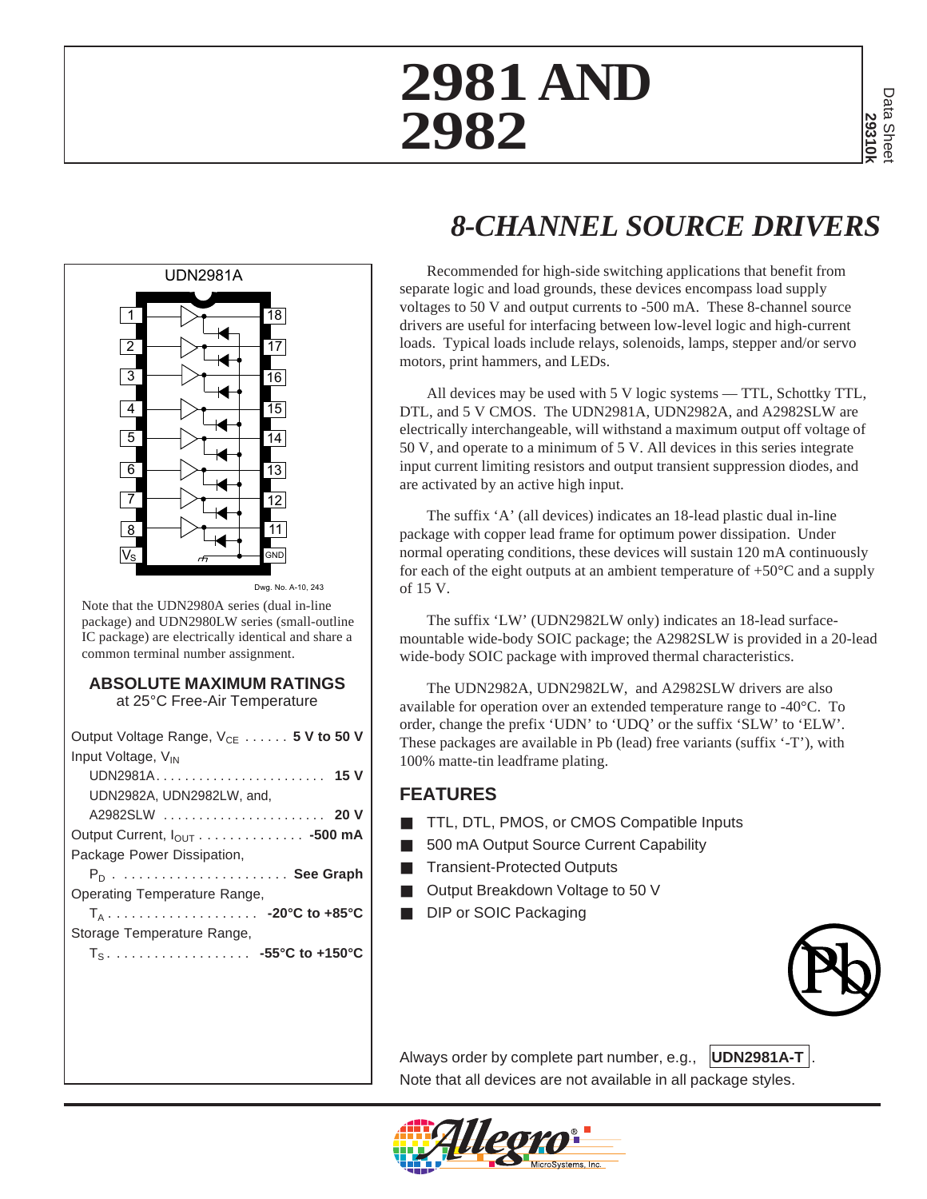# 2981 AND 2982

Data Sheet
29310k

## 8-CHANNEL SOURCE DRIVERS

UDN2981A

Dwg. No. A-10, 243

Note that the UDN2980A series (dual in-line package) and UDN2980LW series (small-outline IC package) are electrically identical and share a common terminal number assignment.

### ABSOLUTE MAXIMUM RATINGS
at 25°C Free-Air Temperature

Output Voltage Range, $V_{CE}$ . . . . . . **5 V to 50 V**
Input Voltage, $V_{IN}$
UDN2981A. . . . . . . . . . . . . . . . . . . . . . . . **15 V**
UDN2982A, UDN2982LW, and,
A2982SLW . . . . . . . . . . . . . . . . . . . . . . . **20 V**
Output Current, $I_{OUT}$ . . . . . . . . . . . . . . **-500 mA**
Package Power Dissipation,
$P_D$ . . . . . . . . . . . . . . . . . . . . . . **See Graph**
Operating Temperature Range,
$T_A$ . . . . . . . . . . . . . . . . . . . . **-20°C to +85°C**
Storage Temperature Range,
$T_S$ . . . . . . . . . . . . . . . . . . . **-55°C to +150°C**

Recommended for high-side switching applications that benefit from separate logic and load grounds, these devices encompass load supply voltages to 50 V and output currents to -500 mA. These 8-channel source drivers are useful for interfacing between low-level logic and high-current loads. Typical loads include relays, solenoids, lamps, stepper and/or servo motors, print hammers, and LEDs.

All devices may be used with 5 V logic systems — TTL, Schottky TTL, DTL, and 5 V CMOS. The UDN2981A, UDN2982A, and A2982SLW are electrically interchangeable, will withstand a maximum output off voltage of 50 V, and operate to a minimum of 5 V. All devices in this series integrate input current limiting resistors and output transient suppression diodes, and are activated by an active high input.

The suffix ‘A’ (all devices) indicates an 18-lead plastic dual in-line package with copper lead frame for optimum power dissipation. Under normal operating conditions, these devices will sustain 120 mA continuously for each of the eight outputs at an ambient temperature of +50°C and a supply of 15 V.

The suffix ‘LW’ (UDN2982LW only) indicates an 18-lead surface-mountable wide-body SOIC package; the A2982SLW is provided in a 20-lead wide-body SOIC package with improved thermal characteristics.

The UDN2982A, UDN2982LW, and A2982SLW drivers are also available for operation over an extended temperature range to -40°C. To order, change the prefix ‘UDN’ to ‘UDQ’ or the suffix ‘SLW’ to ‘ELW’. These packages are available in Pb (lead) free variants (suffix ‘-T’), with 100% matte-tin leadframe plating.

### FEATURES

- TTL, DTL, PMOS, or CMOS Compatible Inputs
- 500 mA Output Source Current Capability
- Transient-Protected Outputs
- Output Breakdown Voltage to 50 V
- DIP or SOIC Packaging

Always order by complete part number, e.g., **UDN2981A-T**.
Note that all devices are not available in all package styles.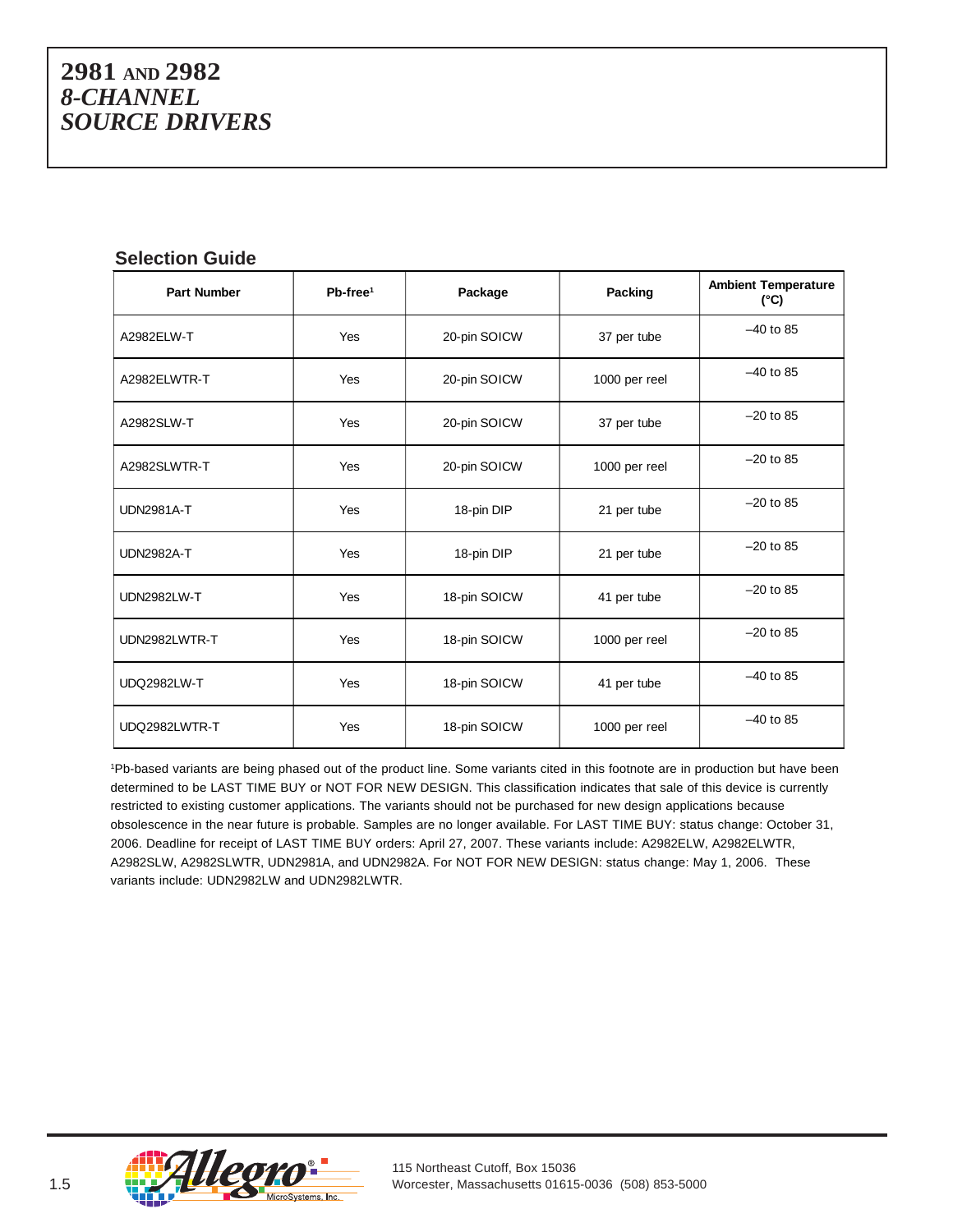# 2981 AND 2982
# *8-CHANNEL SOURCE DRIVERS*

## Selection Guide

| Part Number | Pb-free[1] | Package | Packing | Ambient Temperature (°C) |
|---|---|---|---|---|
| A2982ELW-T | Yes | 20-pin SOICW | 37 per tube | –40 to 85 |
| A2982ELWTR-T | Yes | 20-pin SOICW | 1000 per reel | –40 to 85 |
| A2982SLW-T | Yes | 20-pin SOICW | 37 per tube | –20 to 85 |
| A2982SLWTR-T | Yes | 20-pin SOICW | 1000 per reel | –20 to 85 |
| UDN2981A-T | Yes | 18-pin DIP | 21 per tube | –20 to 85 |
| UDN2982A-T | Yes | 18-pin DIP | 21 per tube | –20 to 85 |
| UDN2982LW-T | Yes | 18-pin SOICW | 41 per tube | –20 to 85 |
| UDN2982LWTR-T | Yes | 18-pin SOICW | 1000 per reel | –20 to 85 |
| UDQ2982LW-T | Yes | 18-pin SOICW | 41 per tube | –40 to 85 |
| UDQ2982LWTR-T | Yes | 18-pin SOICW | 1000 per reel | –40 to 85 |

[1]Pb-based variants are being phased out of the product line. Some variants cited in this footnote are in production but have been determined to be LAST TIME BUY or NOT FOR NEW DESIGN. This classification indicates that sale of this device is currently restricted to existing customer applications. The variants should not be purchased for new design applications because obsolescence in the near future is probable. Samples are no longer available. For LAST TIME BUY: status change: October 31, 2006. Deadline for receipt of LAST TIME BUY orders: April 27, 2007. These variants include: A2982ELW, A2982ELWTR, A2982SLW, A2982SLWTR, UDN2981A, and UDN2982A. For NOT FOR NEW DESIGN: status change: May 1, 2006. These variants include: UDN2982LW and UDN2982LWTR.

115 Northeast Cutoff, Box 15036
Worcester, Massachusetts 01615-0036 (508) 853-5000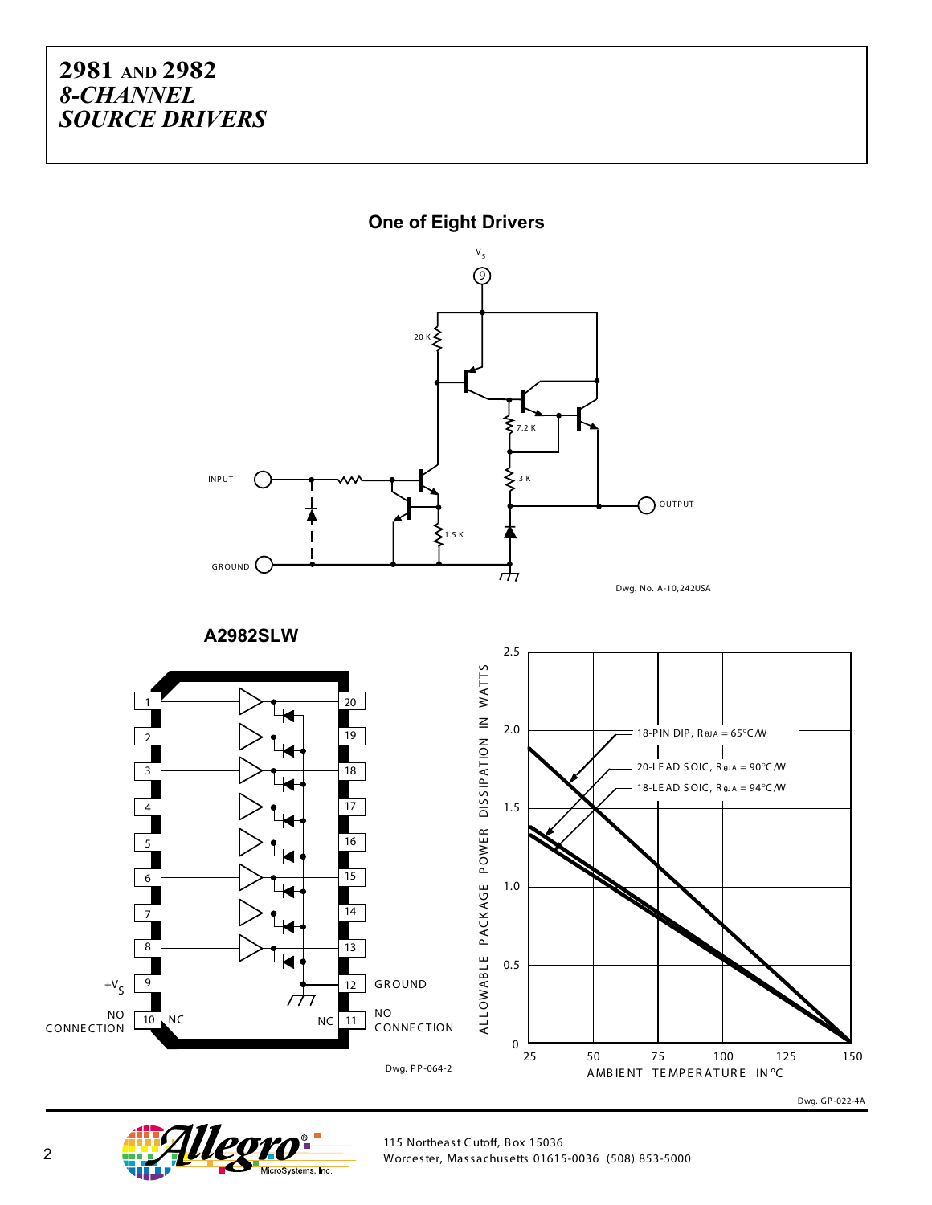# 2981 AND 2982
## *8-CHANNEL SOURCE DRIVERS*

### One of Eight Drivers

Dwg. No. A-10,242USA

### A2982SLW

Dwg. PP-064-2

Dwg. GP-022-4A

115 Northeast Cutoff, Box 15036
Worcester, Massachusetts 01615-0036 (508) 853-5000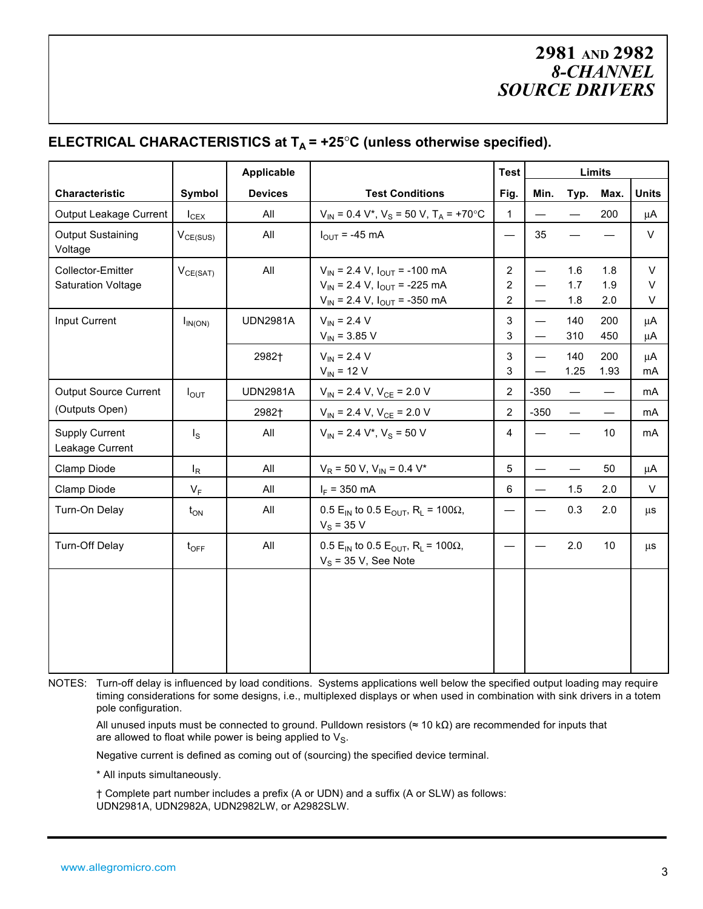## ELECTRICAL CHARACTERISTICS at $T_A$ = +25°C (unless otherwise specified).

| Characteristic | Symbol | Applicable Devices | Test Conditions | Test Fig. | Limits Min. | Limits Typ. | Limits Max. | Units |
|---|---|---|---|---|---|---|---|---|
| Output Leakage Current | $I_{CEX}$ | All | $V_{IN}$ = 0.4 V*, $V_S$ = 50 V, $T_A$ = +70°C | 1 | — | — | 200 | µA |
| Output Sustaining Voltage | $V_{CE(SUS)}$ | All | $I_{OUT}$ = -45 mA | — | 35 | — | — | V |
| Collector-Emitter Saturation Voltage | $V_{CE(SAT)}$ | All | $V_{IN}$ = 2.4 V, $I_{OUT}$ = -100 mA | 2 | — | 1.6 | 1.8 | V |
| | | | $V_{IN}$ = 2.4 V, $I_{OUT}$ = -225 mA | 2 | — | 1.7 | 1.9 | V |
| | | | $V_{IN}$ = 2.4 V, $I_{OUT}$ = -350 mA | 2 | — | 1.8 | 2.0 | V |
| Input Current | $I_{IN(ON)}$ | UDN2981A | $V_{IN}$ = 2.4 V | 3 | — | 140 | 200 | µA |
| | | | $V_{IN}$ = 3.85 V | 3 | — | 310 | 450 | µA |
| | | 2982† | $V_{IN}$ = 2.4 V | 3 | — | 140 | 200 | µA |
| | | | $V_{IN}$ = 12 V | 3 | — | 1.25 | 1.93 | mA |
| Output Source Current (Outputs Open) | $I_{OUT}$ | UDN2981A | $V_{IN}$ = 2.4 V, $V_{CE}$ = 2.0 V | 2 | -350 | — | — | mA |
| | | 2982† | $V_{IN}$ = 2.4 V, $V_{CE}$ = 2.0 V | 2 | -350 | — | — | mA |
| Supply Current Leakage Current | $I_S$ | All | $V_{IN}$ = 2.4 V*, $V_S$ = 50 V | 4 | — | — | 10 | mA |
| Clamp Diode | $I_R$ | All | $V_R$ = 50 V, $V_{IN}$ = 0.4 V* | 5 | — | — | 50 | µA |
| Clamp Diode | $V_F$ | All | $I_F$ = 350 mA | 6 | — | 1.5 | 2.0 | V |
| Turn-On Delay | $t_{ON}$ | All | 0.5 $E_{IN}$ to 0.5 $E_{OUT}$, $R_L$ = 100Ω, $V_S$ = 35 V | — | — | 0.3 | 2.0 | µs |
| Turn-Off Delay | $t_{OFF}$ | All | 0.5 $E_{IN}$ to 0.5 $E_{OUT}$, $R_L$ = 100Ω, $V_S$ = 35 V, See Note | — | — | 2.0 | 10 | µs |

NOTES: Turn-off delay is influenced by load conditions. Systems applications well below the specified output loading may require timing considerations for some designs, i.e., multiplexed displays or when used in combination with sink drivers in a totem pole configuration.

All unused inputs must be connected to ground. Pulldown resistors (≈ 10 kΩ) are recommended for inputs that are allowed to float while power is being applied to $V_S$.

Negative current is defined as coming out of (sourcing) the specified device terminal.

* All inputs simultaneously.

† Complete part number includes a prefix (A or UDN) and a suffix (A or SLW) as follows: UDN2981A, UDN2982A, UDN2982LW, or A2982SLW.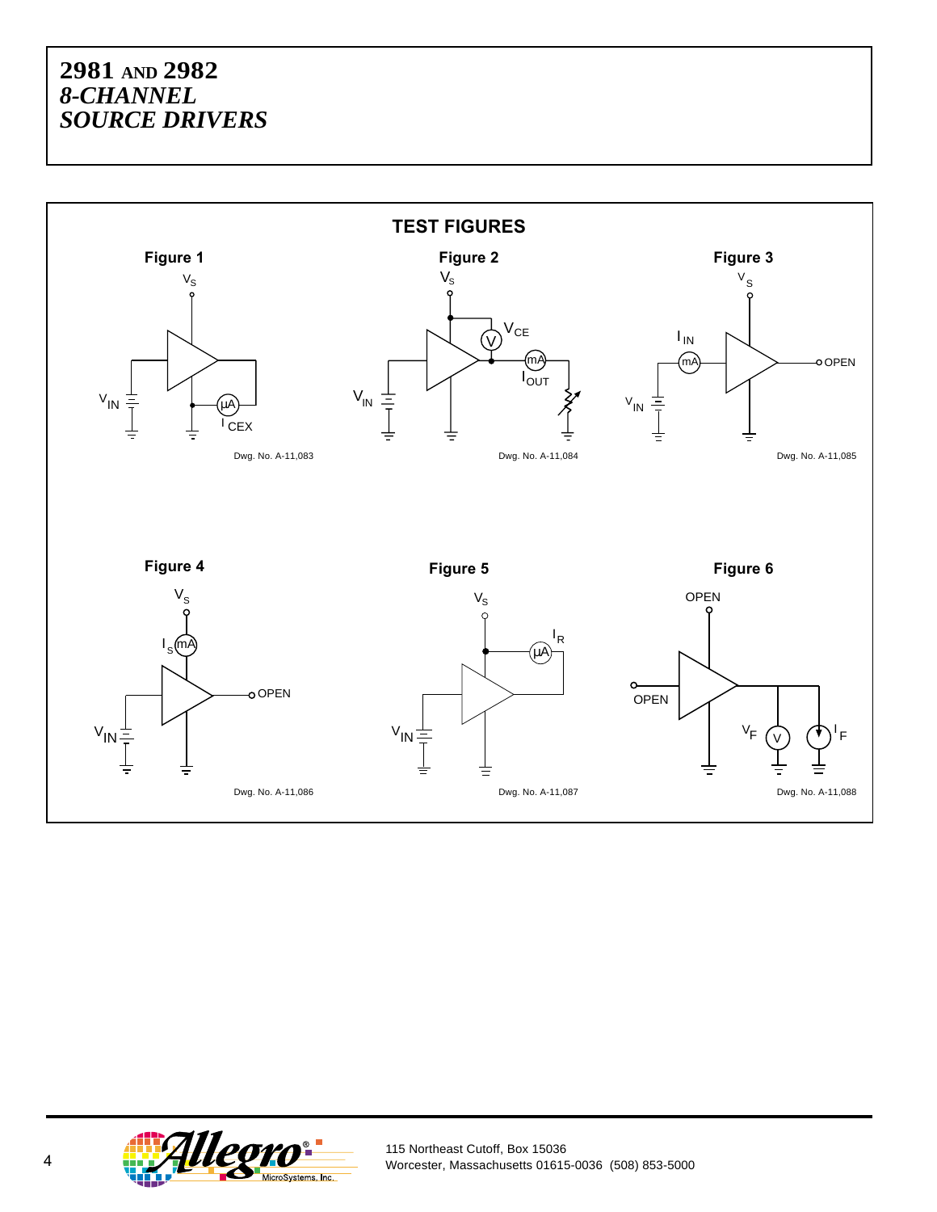## TEST FIGURES

**Figure 1**

$V_S$

$V_{IN}$

µA

$I_{CEX}$

Dwg. No. A-11,083

**Figure 2**

$V_S$

V

$V_{CE}$

mA

$I_{OUT}$

$V_{IN}$

Dwg. No. A-11,084

**Figure 3**

$V_S$

$I_{IN}$

mA

OPEN

$V_{IN}$

Dwg. No. A-11,085

**Figure 4**

$V_S$

$I_S$

mA

OPEN

$V_{IN}$

Dwg. No. A-11,086

**Figure 5**

$V_S$

$I_R$

µA

$V_{IN}$

Dwg. No. A-11,087

**Figure 6**

OPEN

OPEN

$V_F$

V

$I_F$

Dwg. No. A-11,088

115 Northeast Cutoff, Box 15036
Worcester, Massachusetts 01615-0036 (508) 853-5000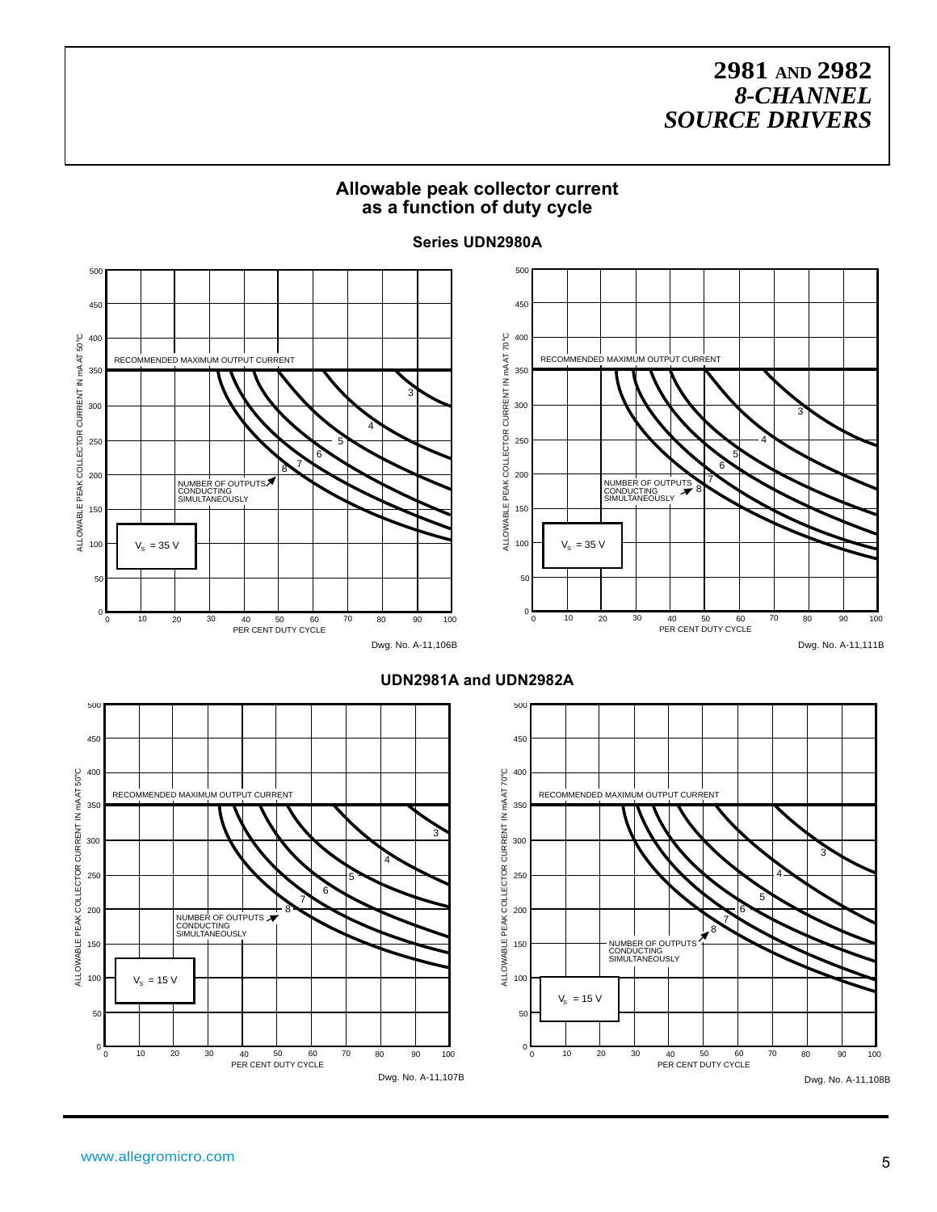## Allowable peak collector current as a function of duty cycle

### Series UDN2980A

RECOMMENDED MAXIMUM OUTPUT CURRENT

NUMBER OF OUTPUTS CONDUCTING SIMULTANEOUSLY

$V_S$ = 35 V

ALLOWABLE PEAK COLLECTOR CURRENT IN mA AT 50°C

PER CENT DUTY CYCLE

Dwg. No. A-11,106B

RECOMMENDED MAXIMUM OUTPUT CURRENT

NUMBER OF OUTPUTS CONDUCTING SIMULTANEOUSLY

$V_S$ = 35 V

ALLOWABLE PEAK COLLECTOR CURRENT IN mA AT 70°C

PER CENT DUTY CYCLE

Dwg. No. A-11,111B

### UDN2981A and UDN2982A

RECOMMENDED MAXIMUM OUTPUT CURRENT

NUMBER OF OUTPUTS CONDUCTING SIMULTANEOUSLY

$V_S$ = 15 V

ALLOWABLE PEAK COLLECTOR CURRENT IN mA AT 50°C

PER CENT DUTY CYCLE

Dwg. No. A-11,107B

RECOMMENDED MAXIMUM OUTPUT CURRENT

NUMBER OF OUTPUTS CONDUCTING SIMULTANEOUSLY

$V_S$ = 15 V

ALLOWABLE PEAK COLLECTOR CURRENT IN mA AT 70°C

PER CENT DUTY CYCLE

Dwg. No. A-11,108B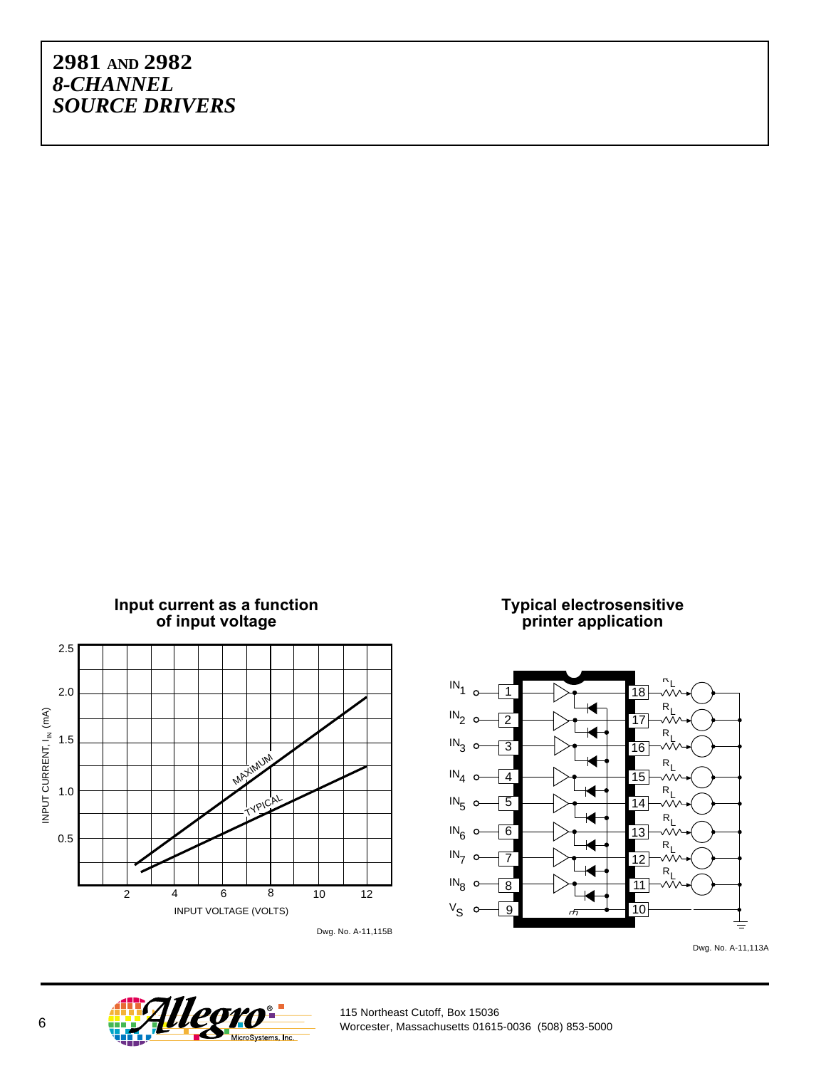# 2981 AND 2982
## *8-CHANNEL SOURCE DRIVERS*

**Input current as a function of input voltage**

Dwg. No. A-11,115B

**Typical electrosensitive printer application**

Dwg. No. A-11,113A

115 Northeast Cutoff, Box 15036
Worcester, Massachusetts 01615-0036 (508) 853-5000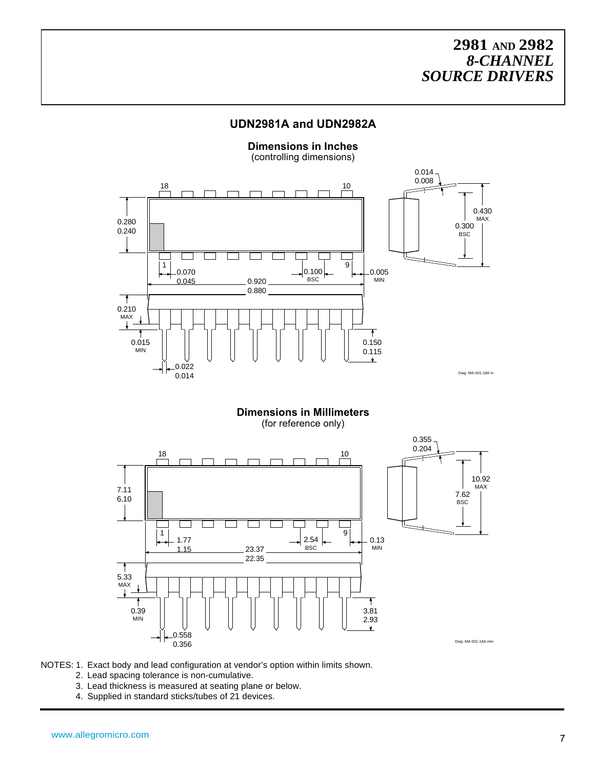## UDN2981A and UDN2982A

**Dimensions in Inches**
(controlling dimensions)

18 10

0.014
0.008

0.280
0.240

0.430 MAX

0.300 BSC

1 9

0.070
0.045

0.100 BSC

0.005 MIN

0.920
0.880

0.210 MAX

0.015 MIN

0.150
0.115

0.022
0.014

Dwg. MA-001-18A in

**Dimensions in Millimeters**
(for reference only)

18 10

0.355
0.204

7.11
6.10

10.92 MAX

7.62 BSC

1 9

1.77
1.15

2.54 BSC

0.13 MIN

23.37
22.35

5.33 MAX

0.39 MIN

3.81
2.93

0.558
0.356

Dwg. MA-001-18A mm

NOTES:
1. Exact body and lead configuration at vendor's option within limits shown.
2. Lead spacing tolerance is non-cumulative.
3. Lead thickness is measured at seating plane or below.
4. Supplied in standard sticks/tubes of 21 devices.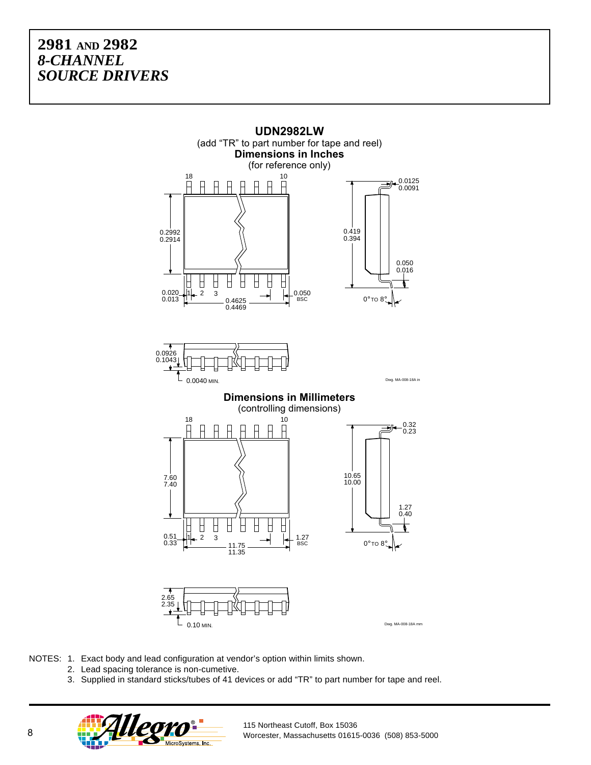## UDN2982LW

(add "TR" to part number for tape and reel)

**Dimensions in Inches**

(for reference only)

18 10

0.2992
0.2914

0.020
0.013

1 2 3

0.4625
0.4469

0.050 BSC

0.419
0.394

0.0125
0.0091

0.050
0.016

0° TO 8°

0.0926
0.1043

0.0040 MIN.

Dwg. MA-008-18A in

**Dimensions in Millimeters**

(controlling dimensions)

18 10

7.60
7.40

0.51
0.33

1 2 3

11.75
11.35

1.27 BSC

10.65
10.00

0.32
0.23

1.27
0.40

0° TO 8°

2.65
2.35

0.10 MIN.

Dwg. MA-008-18A mm

NOTES:
1. Exact body and lead configuration at vendor's option within limits shown.
2. Lead spacing tolerance is non-cumetive.
3. Supplied in standard sticks/tubes of 41 devices or add "TR" to part number for tape and reel.

115 Northeast Cutoff, Box 15036
Worcester, Massachusetts 01615-0036 (508) 853-5000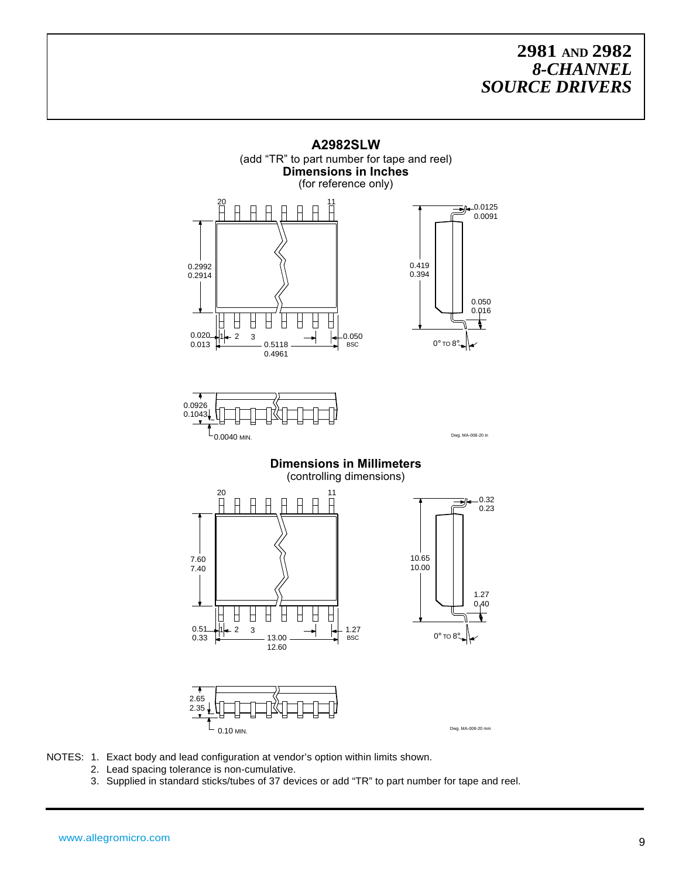## A2982SLW

(add “TR” to part number for tape and reel)

**Dimensions in Inches**

(for reference only)

20 11

0.2992
0.2914

0.020
0.013

1 2 3

0.5118
0.4961

0.050
BSC

0.0125
0.0091

0.419
0.394

0.050
0.016

0° TO 8°

0.0926
0.1043

0.0040 MIN.

Dwg. MA-008-20 in

**Dimensions in Millimeters**

(controlling dimensions)

20 11

7.60
7.40

0.51
0.33

1 2 3

13.00
12.60

1.27
BSC

0.32
0.23

10.65
10.00

1.27
0.40

0° TO 8°

2.65
2.35

0.10 MIN.

Dwg. MA-008-20 mm

NOTES: 1. Exact body and lead configuration at vendor’s option within limits shown.
2. Lead spacing tolerance is non-cumulative.
3. Supplied in standard sticks/tubes of 37 devices or add “TR” to part number for tape and reel.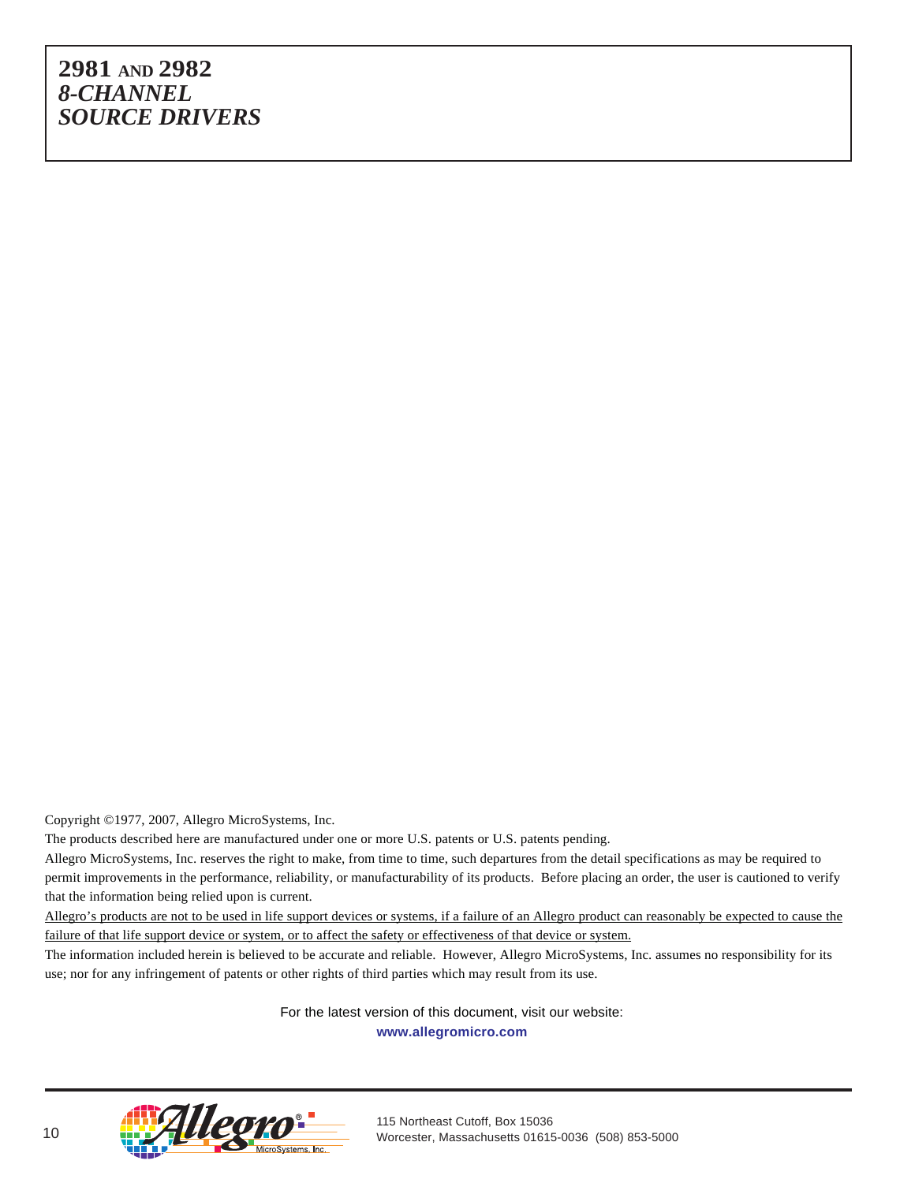Copyright ©1977, 2007, Allegro MicroSystems, Inc.

The products described here are manufactured under one or more U.S. patents or U.S. patents pending.

Allegro MicroSystems, Inc. reserves the right to make, from time to time, such departures from the detail specifications as may be required to permit improvements in the performance, reliability, or manufacturability of its products. Before placing an order, the user is cautioned to verify that the information being relied upon is current.

Allegro's products are not to be used in life support devices or systems, if a failure of an Allegro product can reasonably be expected to cause the failure of that life support device or system, or to affect the safety or effectiveness of that device or system.

The information included herein is believed to be accurate and reliable. However, Allegro MicroSystems, Inc. assumes no responsibility for its use; nor for any infringement of patents or other rights of third parties which may result from its use.

For the latest version of this document, visit our website:

**www.allegromicro.com**